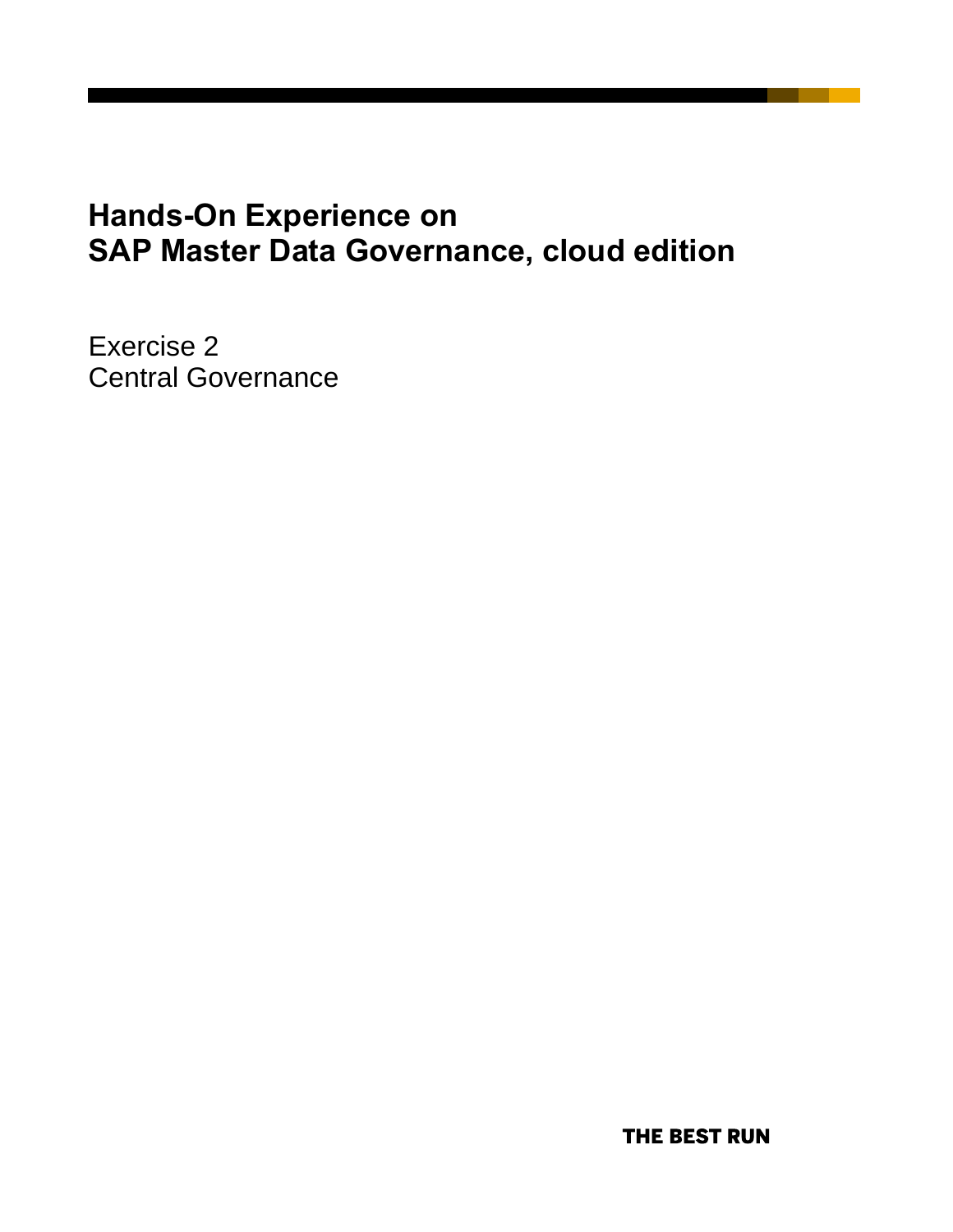# Hands-On Experience on SAP Master Data Governance, cloud edition

Exercise 2
Central Governance

THE BEST RUN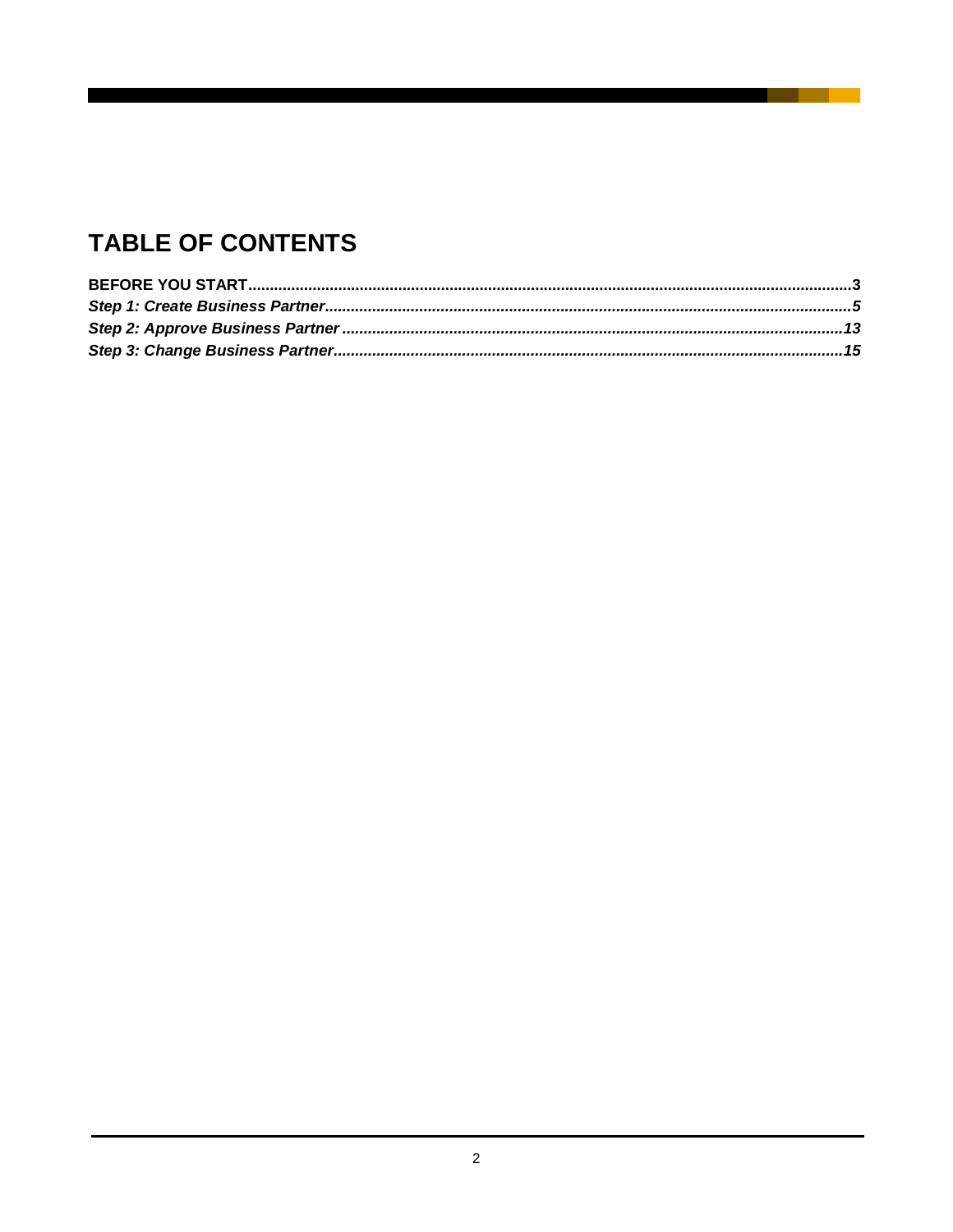# TABLE OF CONTENTS

**BEFORE YOU START** ........................................................................................................................................3

***Step 1: Create Business Partner*** ........................................................................................................................5

***Step 2: Approve Business Partner*** ..................................................................................................................13

***Step 3: Change Business Partner*** ....................................................................................................................15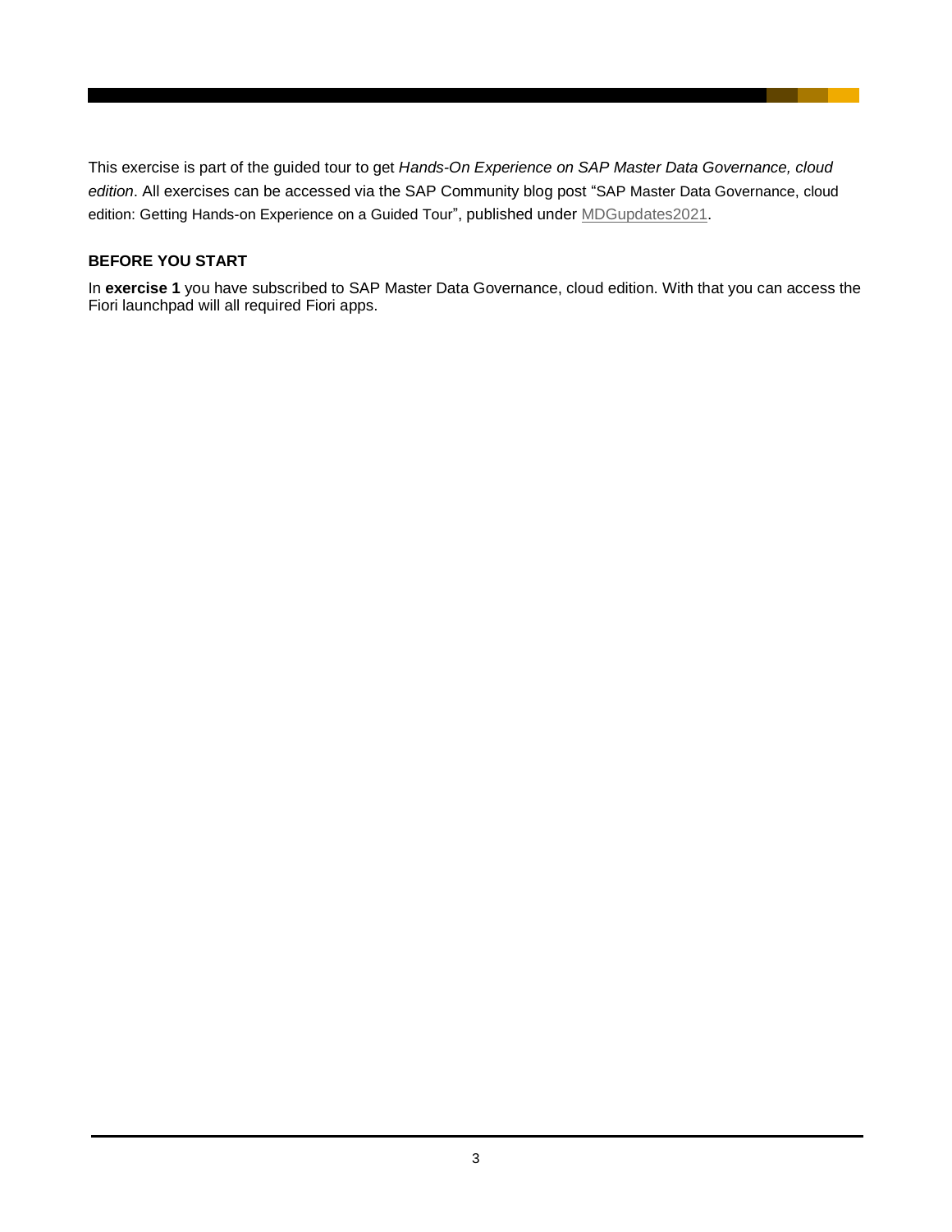This exercise is part of the guided tour to get *Hands-On Experience on SAP Master Data Governance, cloud edition*. All exercises can be accessed via the SAP Community blog post "SAP Master Data Governance, cloud edition: Getting Hands-on Experience on a Guided Tour", published under MDGupdates2021.

**BEFORE YOU START**

In **exercise 1** you have subscribed to SAP Master Data Governance, cloud edition. With that you can access the Fiori launchpad will all required Fiori apps.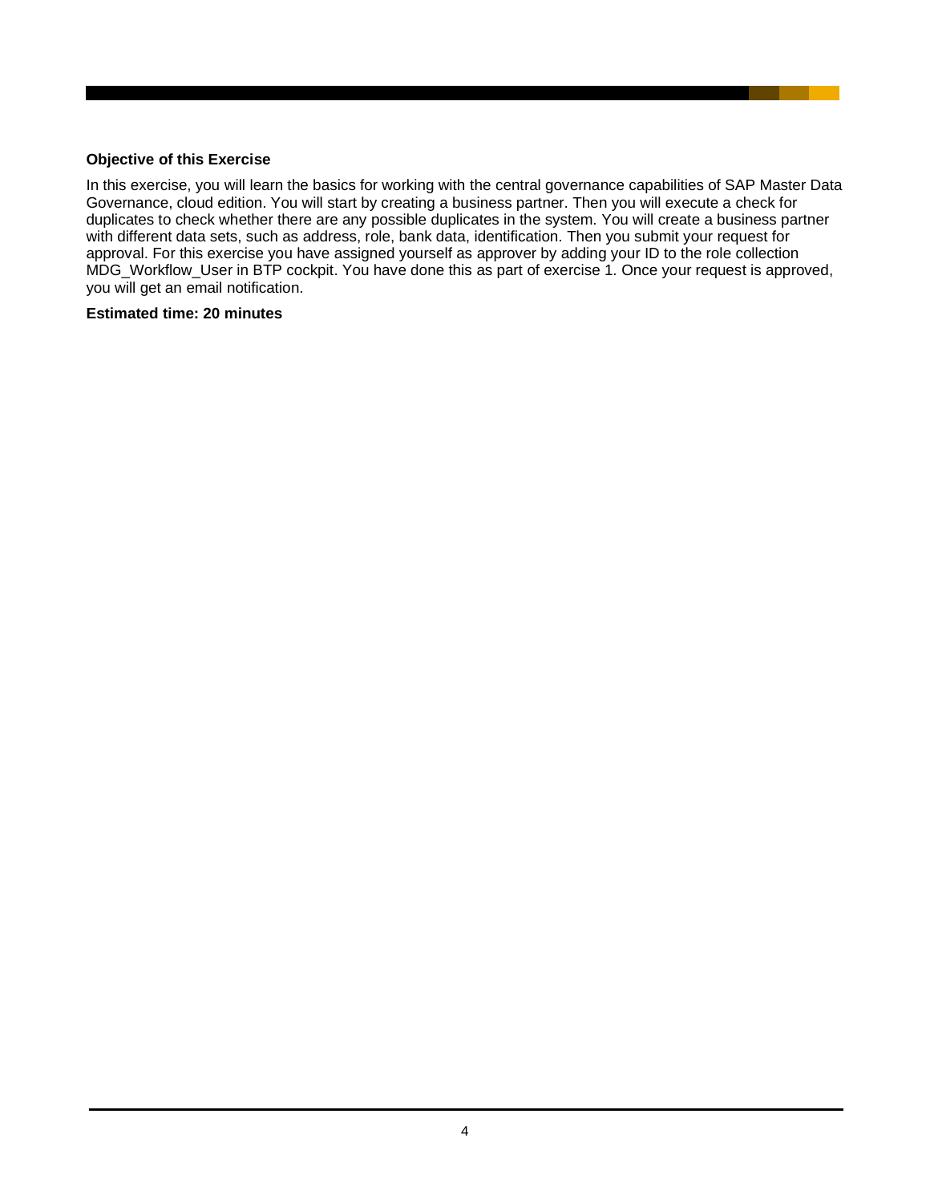**Objective of this Exercise**

In this exercise, you will learn the basics for working with the central governance capabilities of SAP Master Data Governance, cloud edition. You will start by creating a business partner. Then you will execute a check for duplicates to check whether there are any possible duplicates in the system. You will create a business partner with different data sets, such as address, role, bank data, identification. Then you submit your request for approval. For this exercise you have assigned yourself as approver by adding your ID to the role collection MDG_Workflow_User in BTP cockpit. You have done this as part of exercise 1. Once your request is approved, you will get an email notification.

**Estimated time: 20 minutes**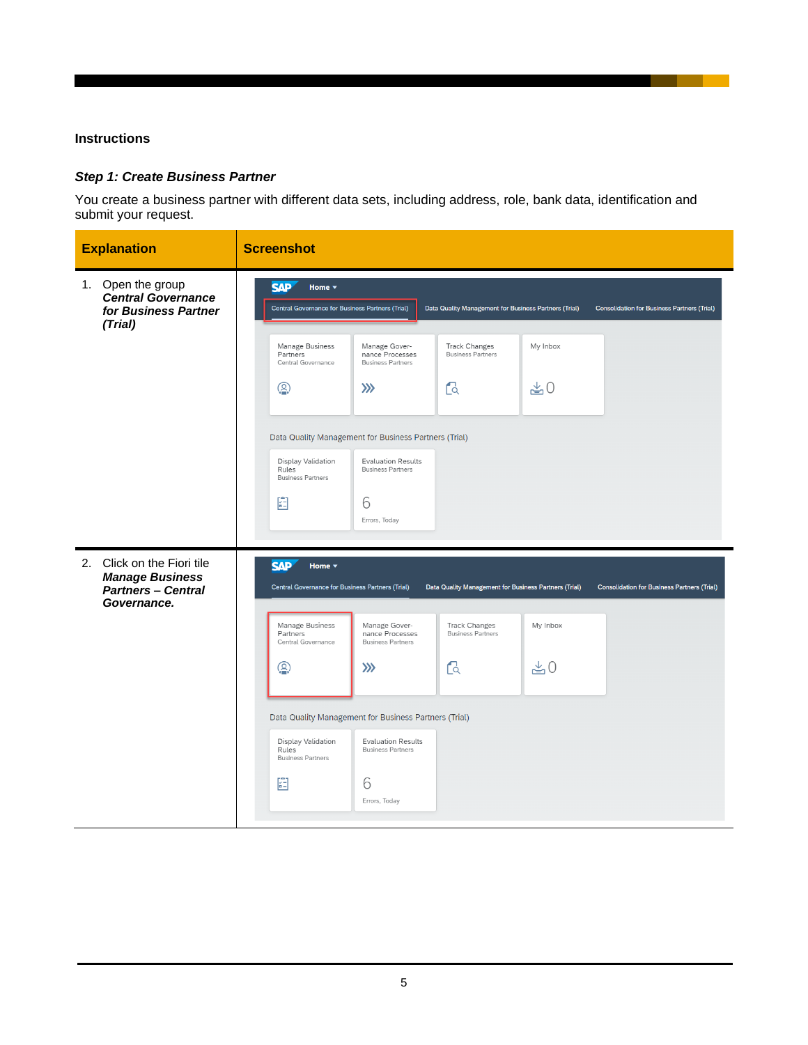## Instructions

### *Step 1: Create Business Partner*

You create a business partner with different data sets, including address, role, bank data, identification and submit your request.

| Explanation | Screenshot |
|---|---|
| 1. Open the group ***Central Governance for Business Partner (Trial)*** | |
| 2. Click on the Fiori tile ***Manage Business Partners – Central Governance.*** | |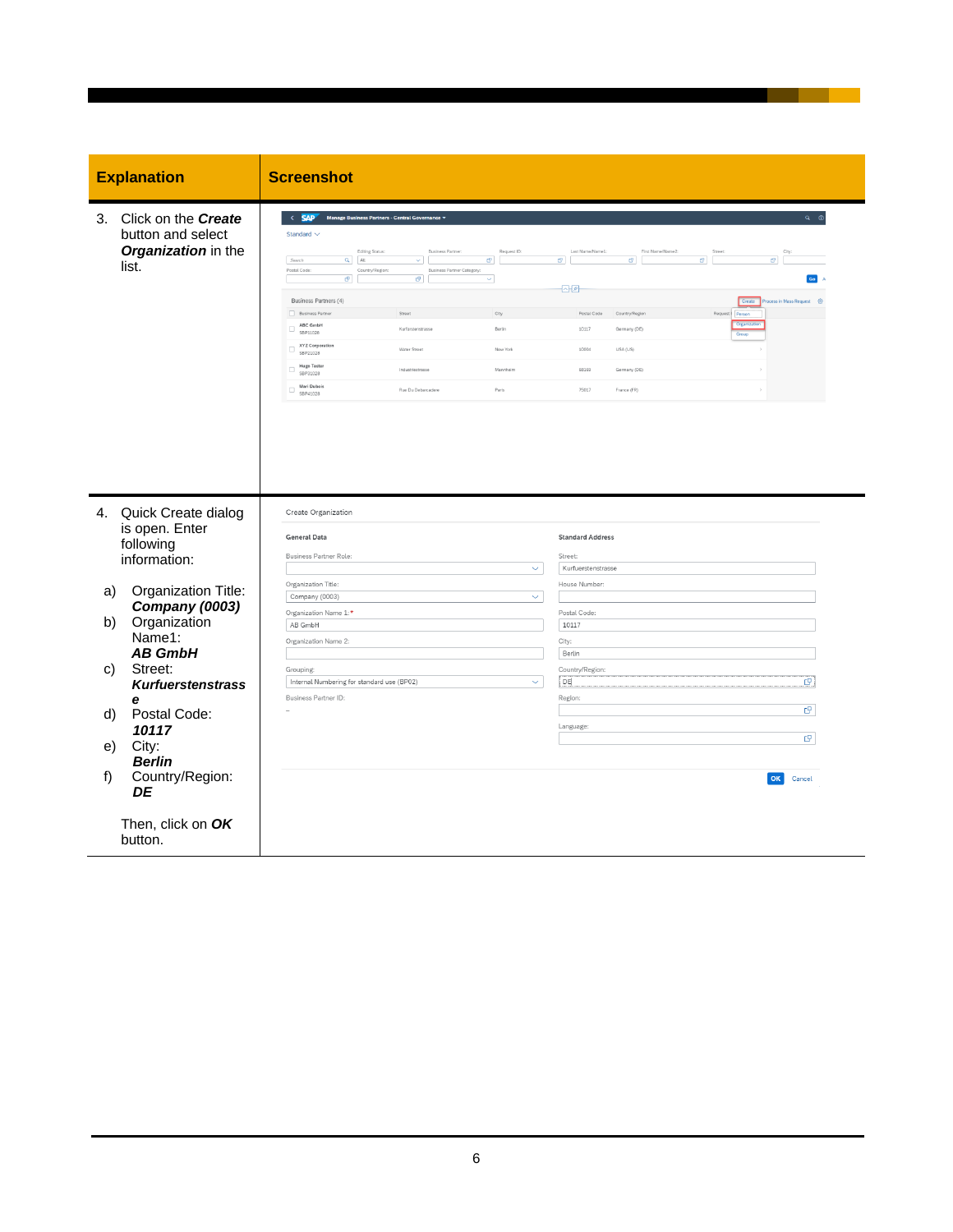| Explanation | Screenshot |
| --- | --- |
| 3. Click on the ***Create*** button and select ***Organization*** in the list. | |
| 4. Quick Create dialog is open. Enter following information:<br><br>a) Organization Title: ***Company (0003)***<br>b) Organization Name1: ***AB GmbH***<br>c) Street: ***Kurfuerstenstrasse***<br>d) Postal Code: ***10117***<br>e) City: ***Berlin***<br>f) Country/Region: ***DE***<br><br>Then, click on ***OK*** button. | |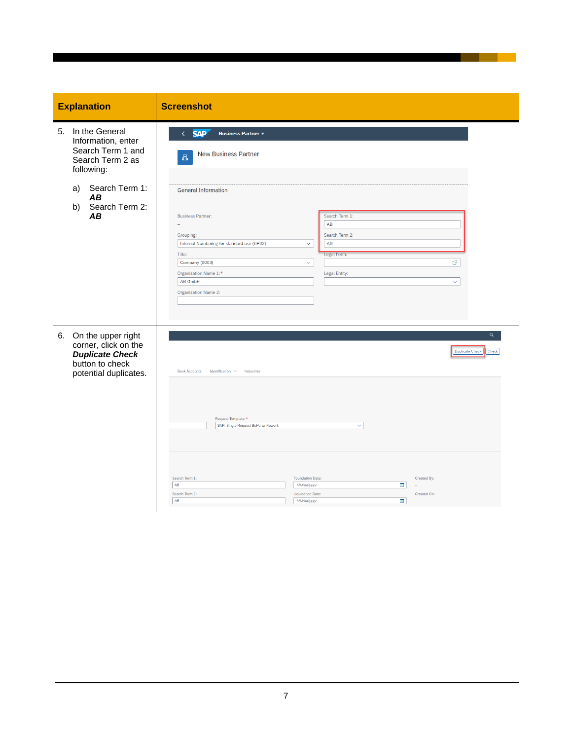| Explanation | Screenshot |
| --- | --- |
| 5. In the General Information, enter Search Term 1 and Search Term 2 as following:<br>a) Search Term 1: ***AB***<br>b) Search Term 2: ***AB*** | |
| 6. On the upper right corner, click on the ***Duplicate Check*** button to check potential duplicates. | |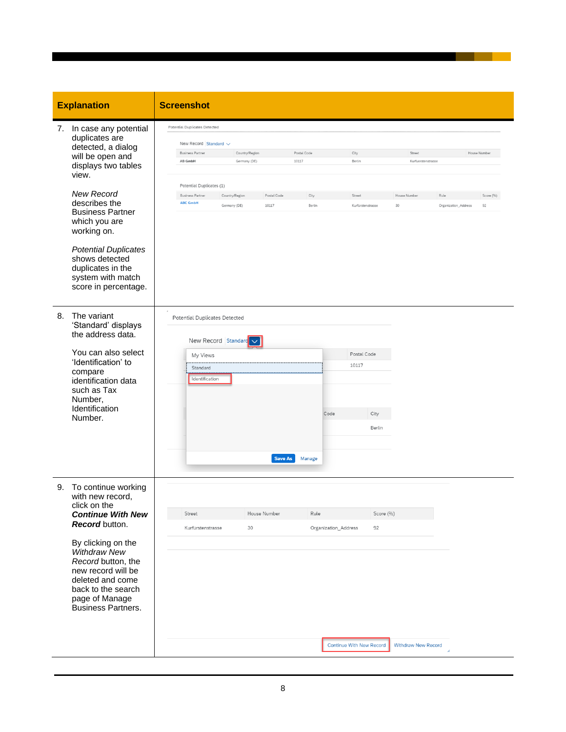| Explanation | Screenshot |
| --- | --- |
| 7. In case any potential duplicates are detected, a dialog will be open and displays two tables view.<br><br>*New Record* describes the Business Partner which you are working on.<br><br>*Potential Duplicates* shows detected duplicates in the system with match score in percentage. | |
| 8. The variant 'Standard' displays the address data.<br><br>You can also select 'Identification' to compare identification data such as Tax Number, Identification Number. | |
| 9. To continue working with new record, click on the ***Continue With New Record*** button.<br><br>By clicking on the *Withdraw New Record* button, the new record will be deleted and come back to the search page of Manage Business Partners. | |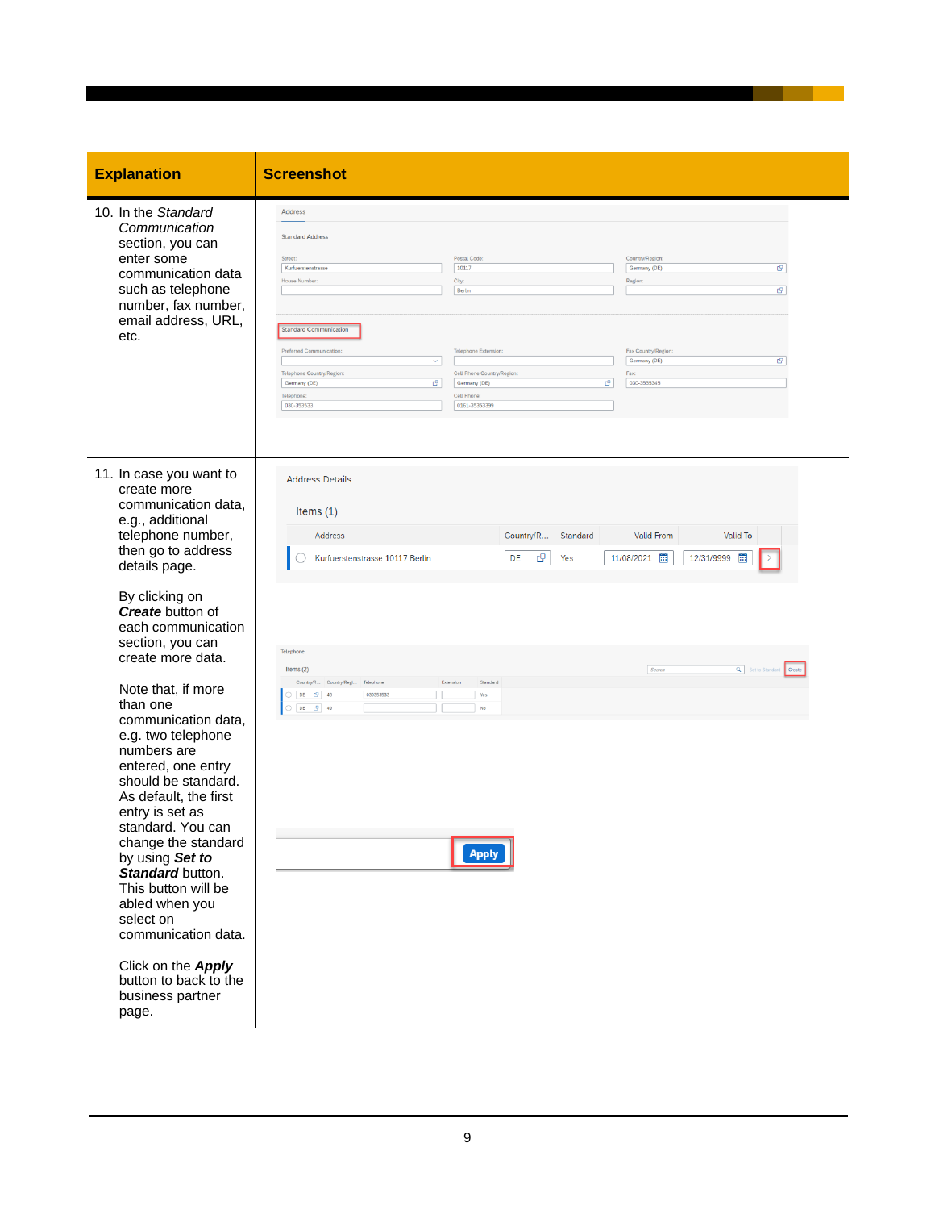| Explanation | Screenshot |
|---|---|
| 10. In the *Standard Communication* section, you can enter some communication data such as telephone number, fax number, email address, URL, etc. | |
| 11. In case you want to create more communication data, e.g., additional telephone number, then go to address details page.<br><br>By clicking on ***Create*** button of each communication section, you can create more data.<br><br>Note that, if more than one communication data, e.g. two telephone numbers are entered, one entry should be standard. As default, the first entry is set as standard. You can change the standard by using ***Set to Standard*** button. This button will be abled when you select on communication data.<br><br>Click on the ***Apply*** button to back to the business partner page. | |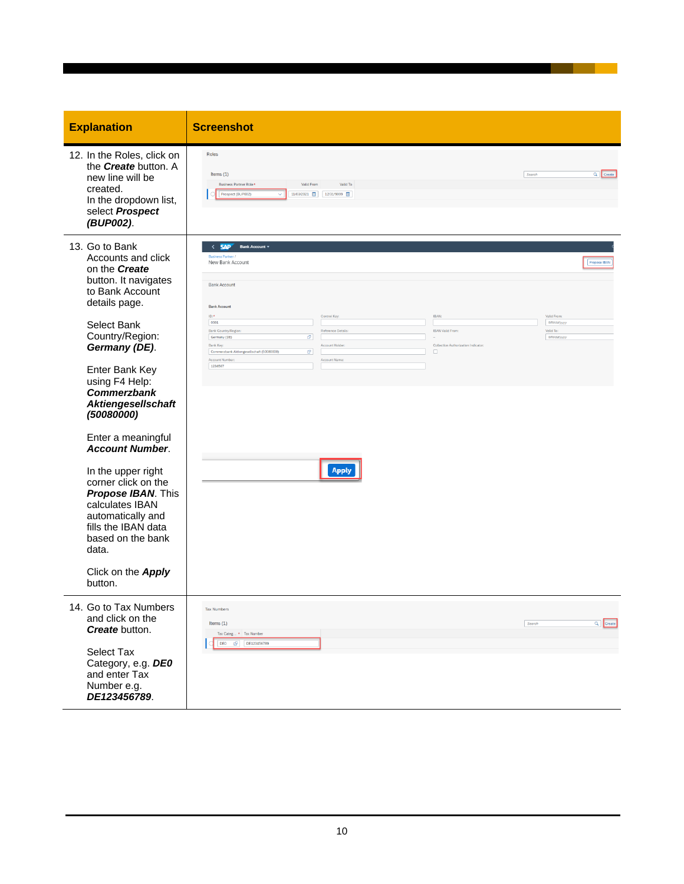| Explanation | Screenshot |
|---|---|
| 12. In the Roles, click on the ***Create*** button. A new line will be created.<br>In the dropdown list, select ***Prospect (BUP002)***. | |
| 13. Go to Bank Accounts and click on the ***Create*** button. It navigates to Bank Account details page.<br><br>Select Bank Country/Region: ***Germany (DE)***.<br><br>Enter Bank Key using F4 Help: ***Commerzbank Aktiengesellschaft (50080000)***<br><br>Enter a meaningful ***Account Number***.<br><br>In the upper right corner click on the ***Propose IBAN***. This calculates IBAN automatically and fills the IBAN data based on the bank data.<br><br>Click on the ***Apply*** button. | |
| 14. Go to Tax Numbers and click on the ***Create*** button.<br><br>Select Tax Category, e.g. ***DE0*** and enter Tax Number e.g. ***DE123456789***. | |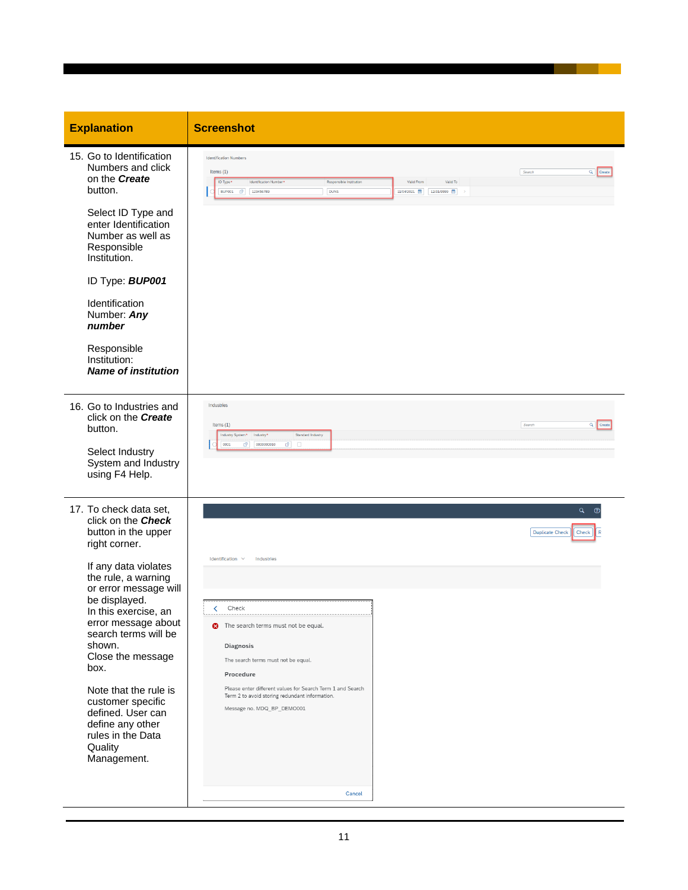| Explanation | Screenshot |
|---|---|
| 15. Go to Identification Numbers and click on the ***Create*** button.<br><br>Select ID Type and enter Identification Number as well as Responsible Institution.<br><br>ID Type: ***BUP001***<br><br>Identification Number: ***Any number***<br><br>Responsible Institution: ***Name of institution*** | |
| 16. Go to Industries and click on the ***Create*** button.<br><br>Select Industry System and Industry using F4 Help. | |
| 17. To check data set, click on the ***Check*** button in the upper right corner.<br><br>If any data violates the rule, a warning or error message will be displayed.<br>In this exercise, an error message about search terms will be shown.<br>Close the message box.<br><br>Note that the rule is customer specific defined. User can define any other rules in the Data Quality Management. | |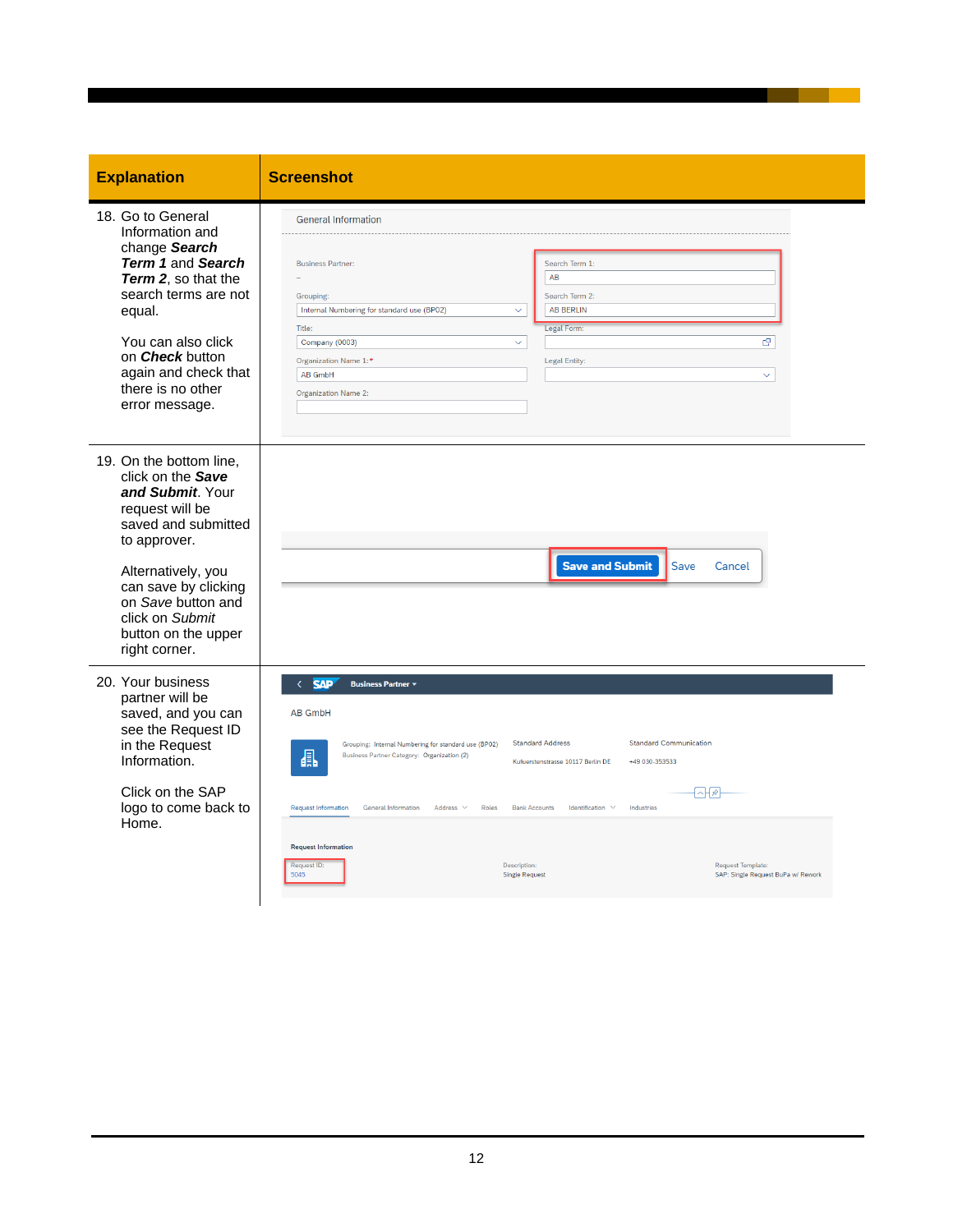| Explanation | Screenshot |
| --- | --- |
| 18. Go to General Information and change ***Search Term 1*** and ***Search Term 2***, so that the search terms are not equal.<br><br>You can also click on ***Check*** button again and check that there is no other error message. | |
| 19. On the bottom line, click on the ***Save and Submit***. Your request will be saved and submitted to approver.<br><br>Alternatively, you can save by clicking on *Save* button and click on *Submit* button on the upper right corner. | |
| 20. Your business partner will be saved, and you can see the Request ID in the Request Information.<br><br>Click on the SAP logo to come back to Home. | |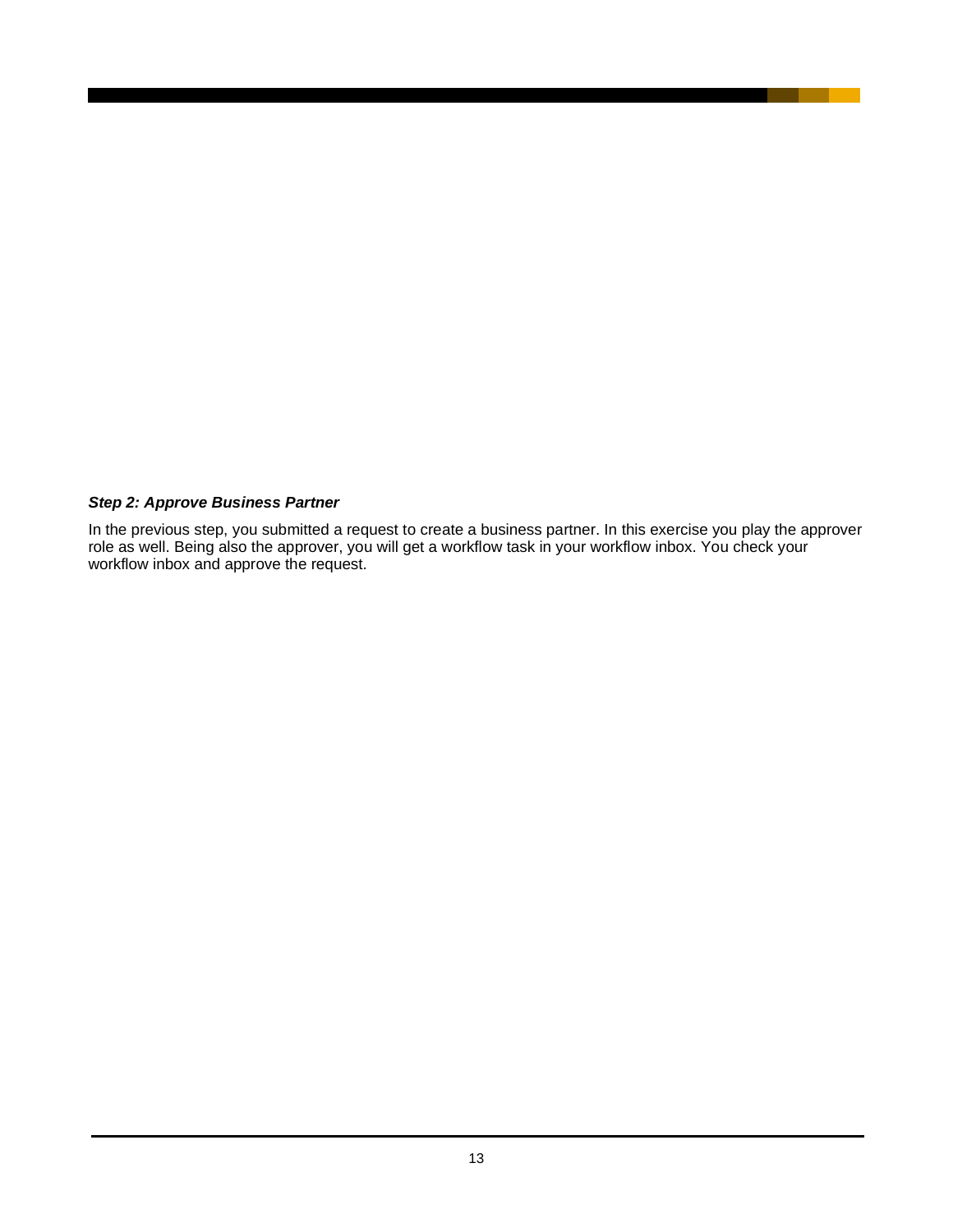***Step 2: Approve Business Partner***

In the previous step, you submitted a request to create a business partner. In this exercise you play the approver role as well. Being also the approver, you will get a workflow task in your workflow inbox. You check your workflow inbox and approve the request.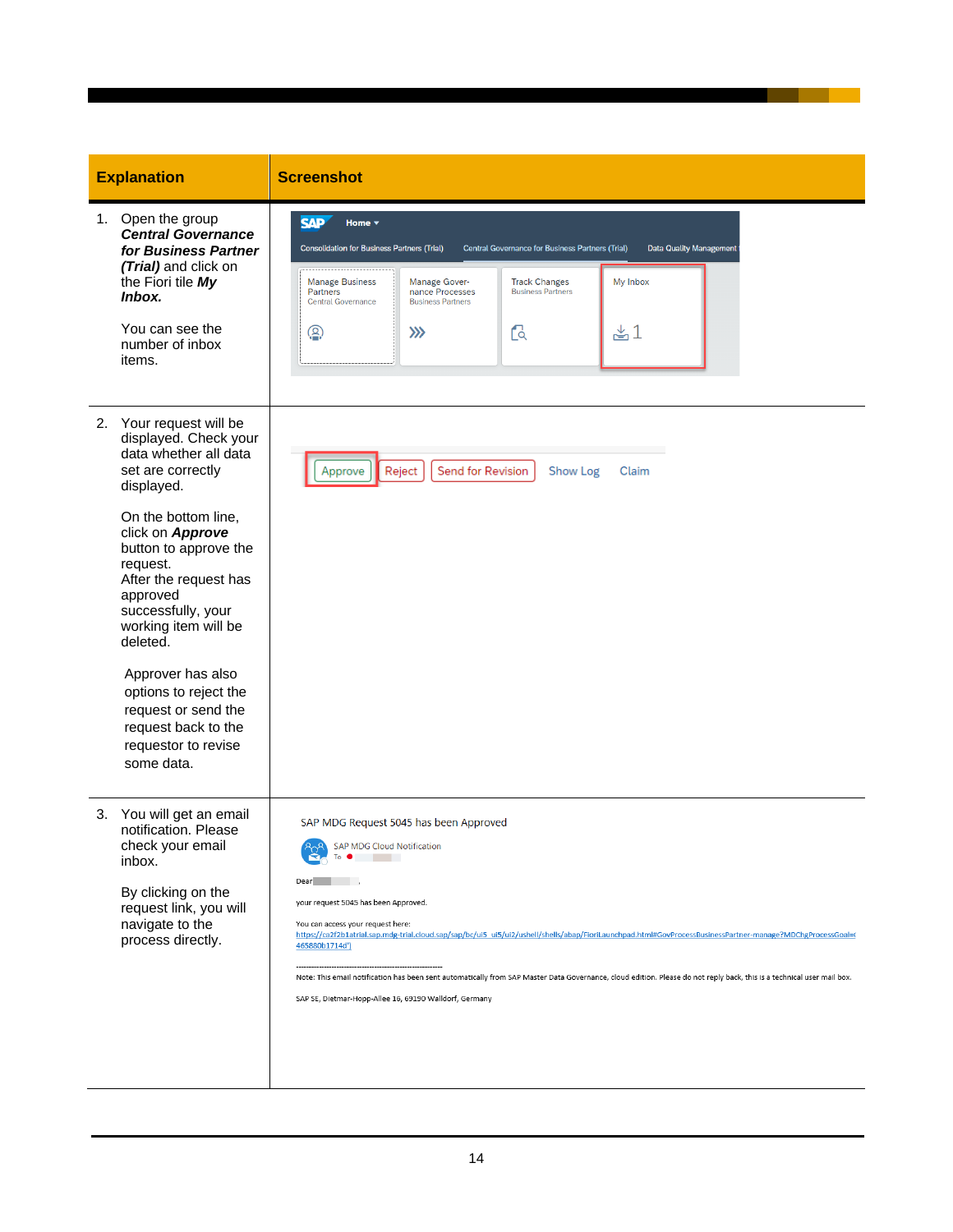| Explanation | Screenshot |
| --- | --- |
| 1. Open the group ***Central Governance for Business Partner (Trial)*** and click on the Fiori tile ***My Inbox.***<br><br>You can see the number of inbox items. | |
| 2. Your request will be displayed. Check your data whether all data set are correctly displayed.<br><br>On the bottom line, click on ***Approve*** button to approve the request.<br>After the request has approved successfully, your working item will be deleted.<br><br>Approver has also options to reject the request or send the request back to the requestor to revise some data. | |
| 3. You will get an email notification. Please check your email inbox.<br><br>By clicking on the request link, you will navigate to the process directly. | |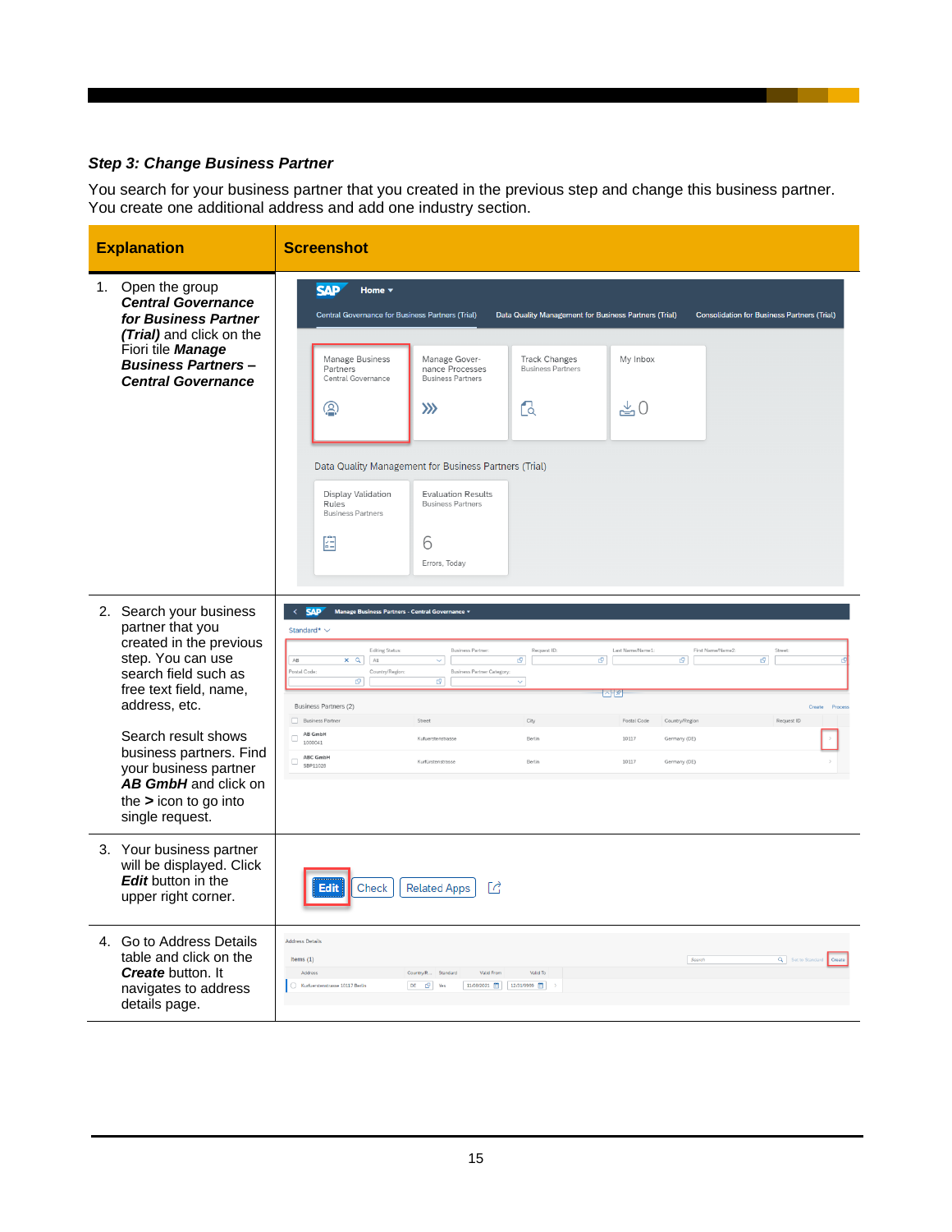### *Step 3: Change Business Partner*

You search for your business partner that you created in the previous step and change this business partner. You create one additional address and add one industry section.

| Explanation | Screenshot |
|---|---|
| 1. Open the group ***Central Governance for Business Partner (Trial)*** and click on the Fiori tile ***Manage Business Partners – Central Governance*** | |
| 2. Search your business partner that you created in the previous step. You can use search field such as free text field, name, address, etc.<br><br>Search result shows business partners. Find your business partner ***AB GmbH*** and click on the **>** icon to go into single request. | |
| 3. Your business partner will be displayed. Click ***Edit*** button in the upper right corner. | |
| 4. Go to Address Details table and click on the ***Create*** button. It navigates to address details page. | |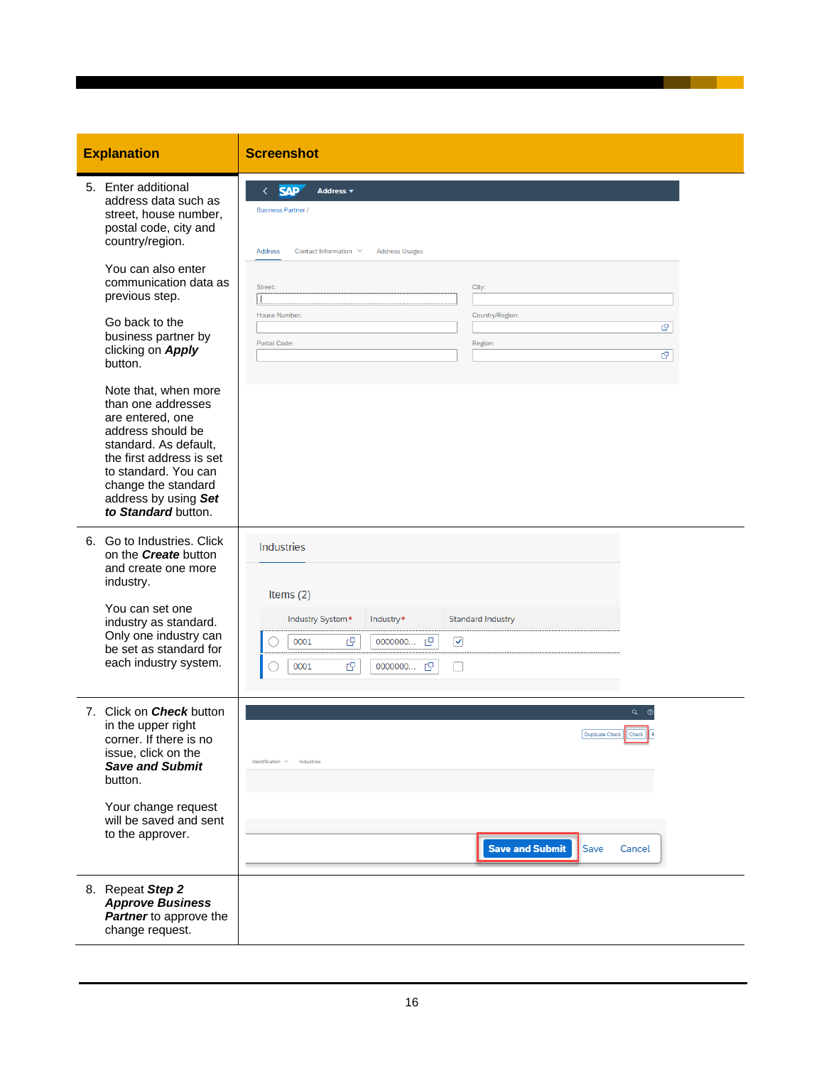| Explanation | Screenshot |
|---|---|
| 5. Enter additional address data such as street, house number, postal code, city and country/region.<br><br>You can also enter communication data as previous step.<br><br>Go back to the business partner by clicking on ***Apply*** button.<br><br>Note that, when more than one addresses are entered, one address should be standard. As default, the first address is set to standard. You can change the standard address by using ***Set to Standard*** button. | |
| 6. Go to Industries. Click on the ***Create*** button and create one more industry.<br><br>You can set one industry as standard. Only one industry can be set as standard for each industry system. | |
| 7. Click on ***Check*** button in the upper right corner. If there is no issue, click on the ***Save and Submit*** button.<br><br>Your change request will be saved and sent to the approver. | |
| 8. Repeat ***Step 2 Approve Business Partner*** to approve the change request. | |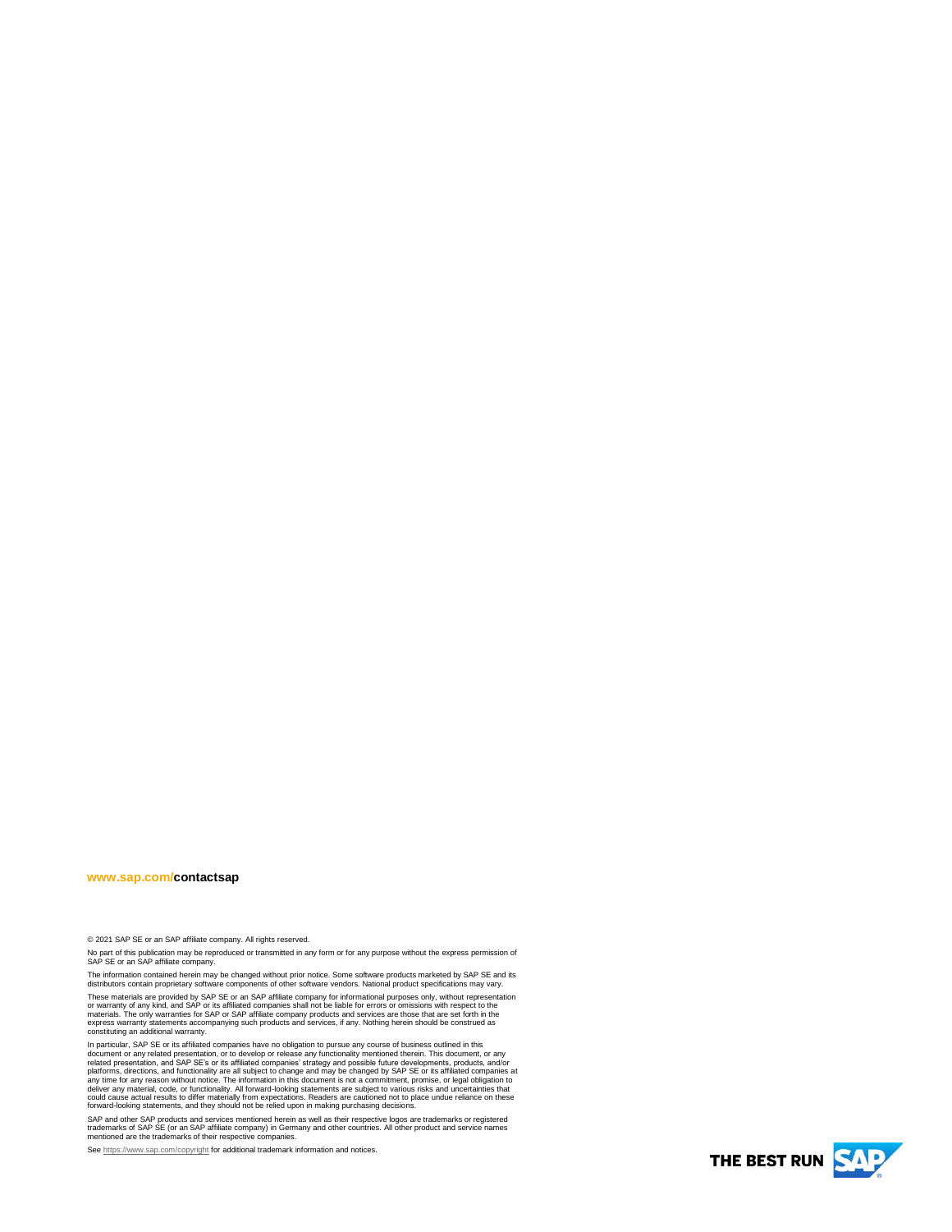**www.sap.com/contactsap**

© 2021 SAP SE or an SAP affiliate company. All rights reserved.

No part of this publication may be reproduced or transmitted in any form or for any purpose without the express permission of SAP SE or an SAP affiliate company.

The information contained herein may be changed without prior notice. Some software products marketed by SAP SE and its distributors contain proprietary software components of other software vendors. National product specifications may vary.

These materials are provided by SAP SE or an SAP affiliate company for informational purposes only, without representation or warranty of any kind, and SAP or its affiliated companies shall not be liable for errors or omissions with respect to the materials. The only warranties for SAP or SAP affiliate company products and services are those that are set forth in the express warranty statements accompanying such products and services, if any. Nothing herein should be construed as constituting an additional warranty.

In particular, SAP SE or its affiliated companies have no obligation to pursue any course of business outlined in this document or any related presentation, or to develop or release any functionality mentioned therein. This document, or any related presentation, and SAP SE's or its affiliated companies' strategy and possible future developments, products, and/or platforms, directions, and functionality are all subject to change and may be changed by SAP SE or its affiliated companies at any time for any reason without notice. The information in this document is not a commitment, promise, or legal obligation to deliver any material, code, or functionality. All forward-looking statements are subject to various risks and uncertainties that could cause actual results to differ materially from expectations. Readers are cautioned not to place undue reliance on these forward-looking statements, and they should not be relied upon in making purchasing decisions.

SAP and other SAP products and services mentioned herein as well as their respective logos are trademarks or registered trademarks of SAP SE (or an SAP affiliate company) in Germany and other countries. All other product and service names mentioned are the trademarks of their respective companies.

See https://www.sap.com/copyright for additional trademark information and notices.

THE BEST RUN SAP